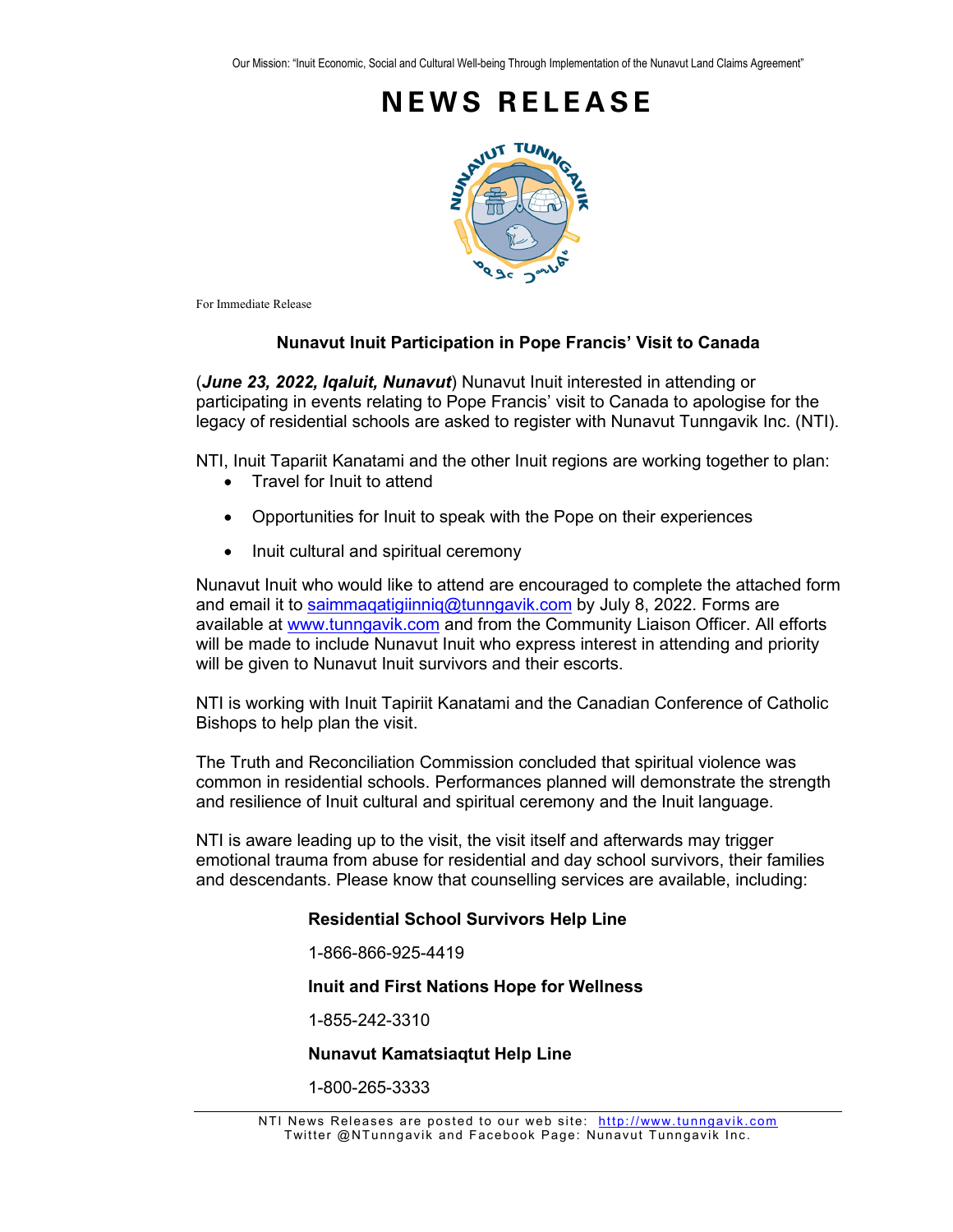Our Mission: "Inuit Economic, Social and Cultural Well-being Through Implementation of the Nunavut Land Claims Agreement"

# NEWS RELEASE

For Immediate Release

## Nunavut Inuit Participation in Pope Francis' Visit to Canada

(***June 23, 2022, Iqaluit, Nunavut***) Nunavut Inuit interested in attending or participating in events relating to Pope Francis' visit to Canada to apologise for the legacy of residential schools are asked to register with Nunavut Tunngavik Inc. (NTI).

NTI, Inuit Tapariit Kanatami and the other Inuit regions are working together to plan:

- Travel for Inuit to attend
- Opportunities for Inuit to speak with the Pope on their experiences
- Inuit cultural and spiritual ceremony

Nunavut Inuit who would like to attend are encouraged to complete the attached form and email it to saimmaqatigiinniq@tunngavik.com by July 8, 2022. Forms are available at www.tunngavik.com and from the Community Liaison Officer. All efforts will be made to include Nunavut Inuit who express interest in attending and priority will be given to Nunavut Inuit survivors and their escorts.

NTI is working with Inuit Tapiriit Kanatami and the Canadian Conference of Catholic Bishops to help plan the visit.

The Truth and Reconciliation Commission concluded that spiritual violence was common in residential schools. Performances planned will demonstrate the strength and resilience of Inuit cultural and spiritual ceremony and the Inuit language.

NTI is aware leading up to the visit, the visit itself and afterwards may trigger emotional trauma from abuse for residential and day school survivors, their families and descendants. Please know that counselling services are available, including:

**Residential School Survivors Help Line**

1-866-866-925-4419

**Inuit and First Nations Hope for Wellness**

1-855-242-3310

**Nunavut Kamatsiaqtut Help Line**

1-800-265-3333

NTI News Releases are posted to our web site: http://www.tunngavik.com
Twitter @NTunngavik and Facebook Page: Nunavut Tunngavik Inc.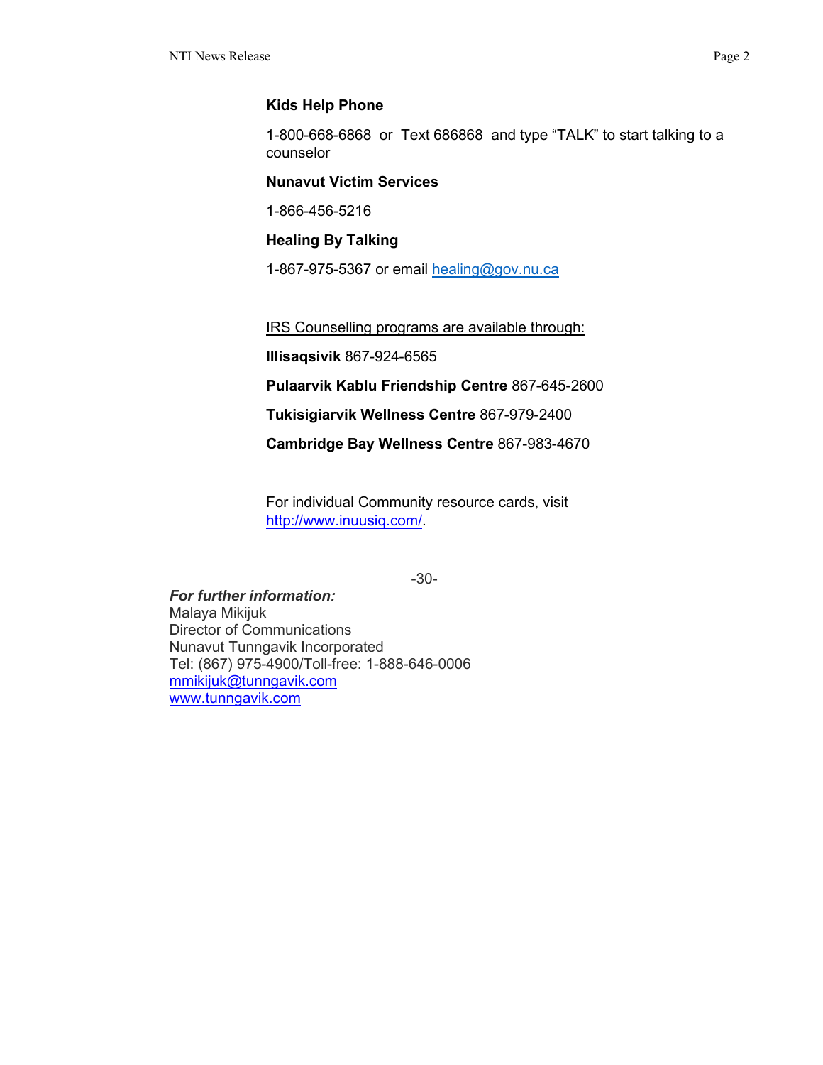**Kids Help Phone**

1-800-668-6868 or Text 686868 and type "TALK" to start talking to a counselor

**Nunavut Victim Services**

1-866-456-5216

**Healing By Talking**

1-867-975-5367 or email healing@gov.nu.ca

IRS Counselling programs are available through:

**Illisaqsivik** 867-924-6565

**Pulaarvik Kablu Friendship Centre** 867-645-2600

**Tukisigiarvik Wellness Centre** 867-979-2400

**Cambridge Bay Wellness Centre** 867-983-4670

For individual Community resource cards, visit http://www.inuusiq.com/.

-30-

***For further information:***
Malaya Mikijuk
Director of Communications
Nunavut Tunngavik Incorporated
Tel: (867) 975-4900/Toll-free: 1-888-646-0006
mmikijuk@tunngavik.com
www.tunngavik.com